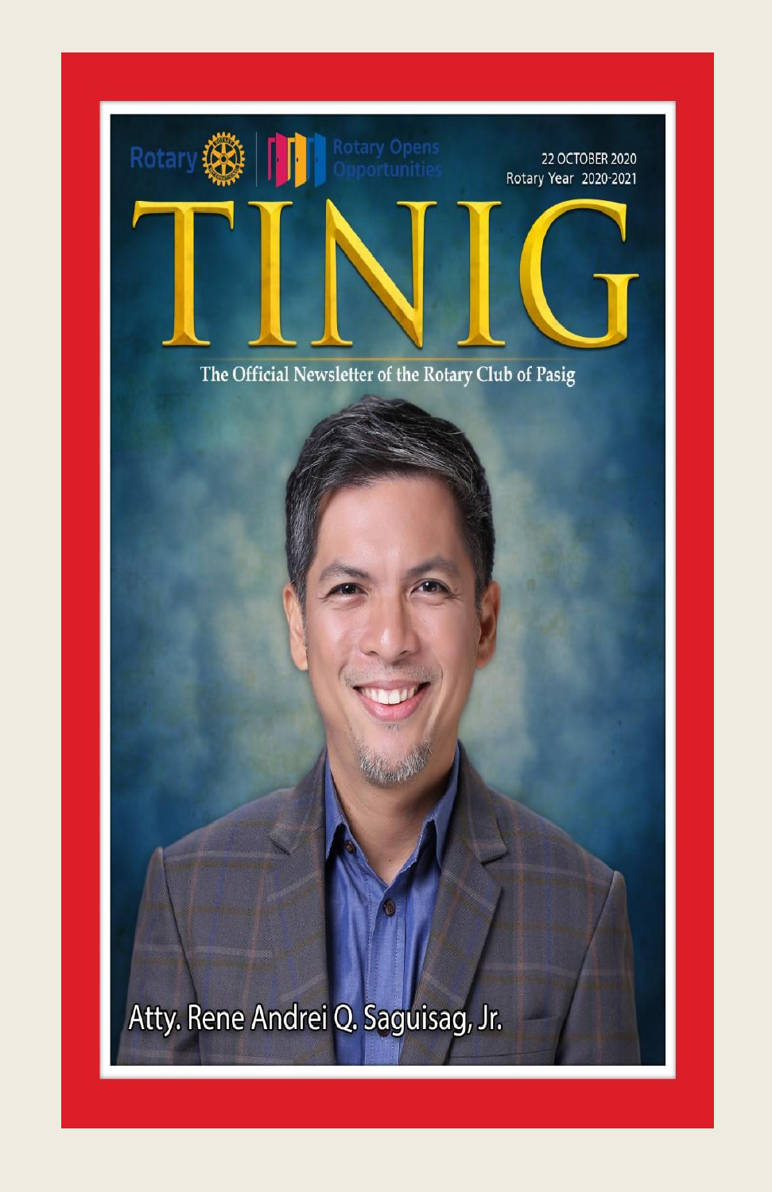Rotary | Rotary Opens Opportunities

22 OCTOBER 2020
Rotary Year 2020-2021

# TINIG

The Official Newsletter of the Rotary Club of Pasig

Atty. Rene Andrei Q. Saguisag, Jr.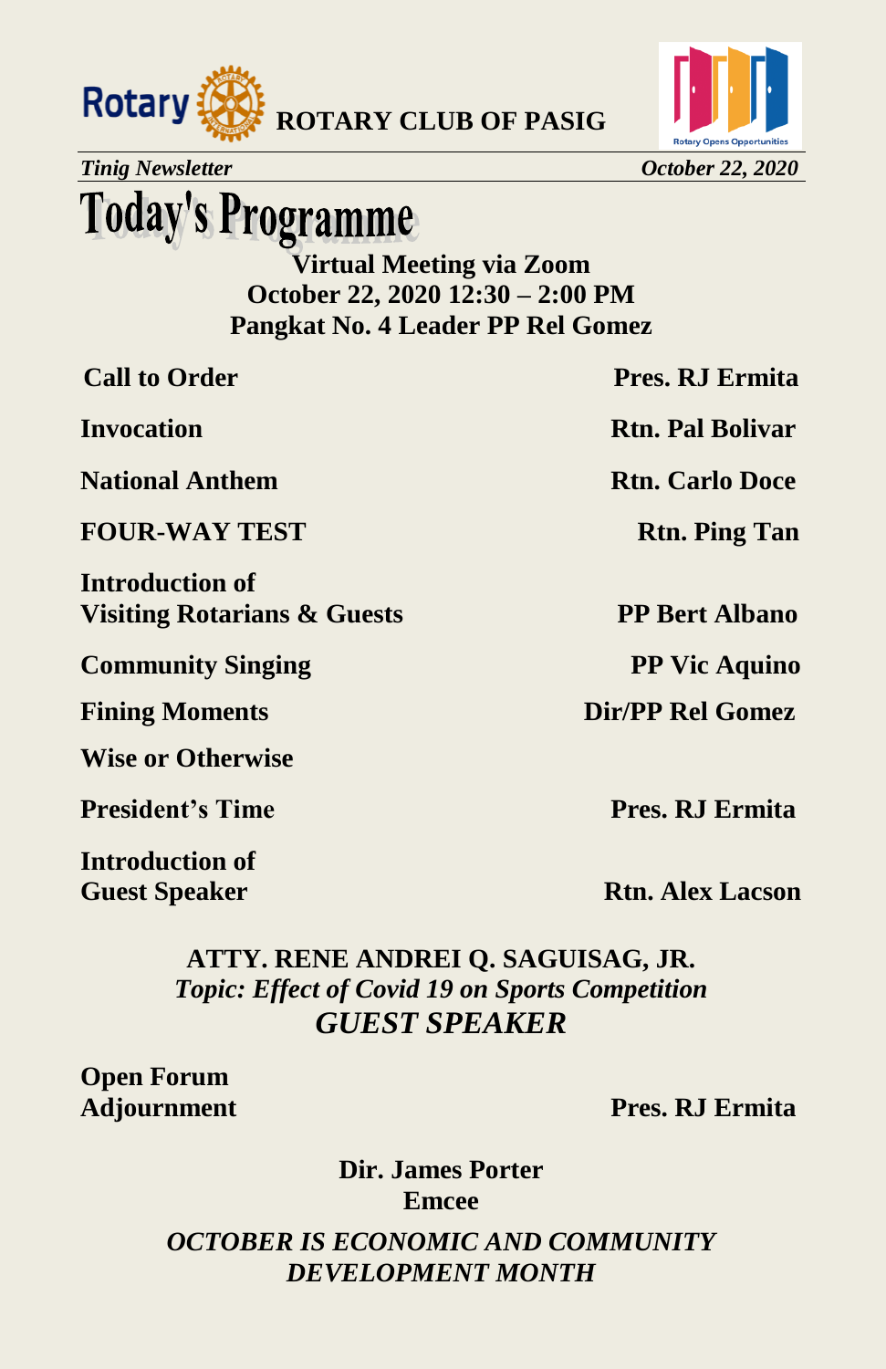**ROTARY CLUB OF PASIG**

*Tinig Newsletter* *October 22, 2020*

# Today's Programme

**Virtual Meeting via Zoom**
**October 22, 2020 12:30 – 2:00 PM**
**Pangkat No. 4 Leader PP Rel Gomez**

| | |
|---|---|
| **Call to Order** | **Pres. RJ Ermita** |
| **Invocation** | **Rtn. Pal Bolivar** |
| **National Anthem** | **Rtn. Carlo Doce** |
| **FOUR-WAY TEST** | **Rtn. Ping Tan** |
| **Introduction of Visiting Rotarians & Guests** | **PP Bert Albano** |
| **Community Singing** | **PP Vic Aquino** |
| **Fining Moments** | **Dir/PP Rel Gomez** |
| **Wise or Otherwise** | |
| **President's Time** | **Pres. RJ Ermita** |
| **Introduction of Guest Speaker** | **Rtn. Alex Lacson** |

**ATTY. RENE ANDREI Q. SAGUISAG, JR.**
***Topic: Effect of Covid 19 on Sports Competition***
***GUEST SPEAKER***

| | |
|---|---|
| **Open Forum** | |
| **Adjournment** | **Pres. RJ Ermita** |

**Dir. James Porter**
**Emcee**

***OCTOBER IS ECONOMIC AND COMMUNITY DEVELOPMENT MONTH***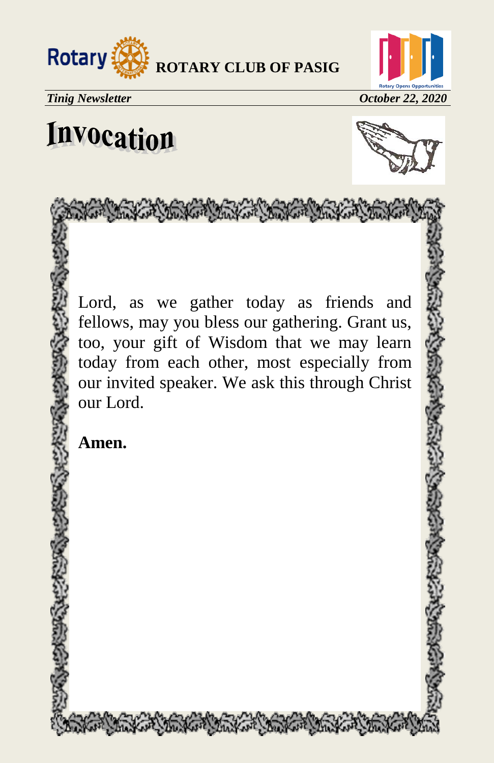# Invocation

Lord, as we gather today as friends and fellows, may you bless our gathering. Grant us, too, your gift of Wisdom that we may learn today from each other, most especially from our invited speaker. We ask this through Christ our Lord.

**Amen.**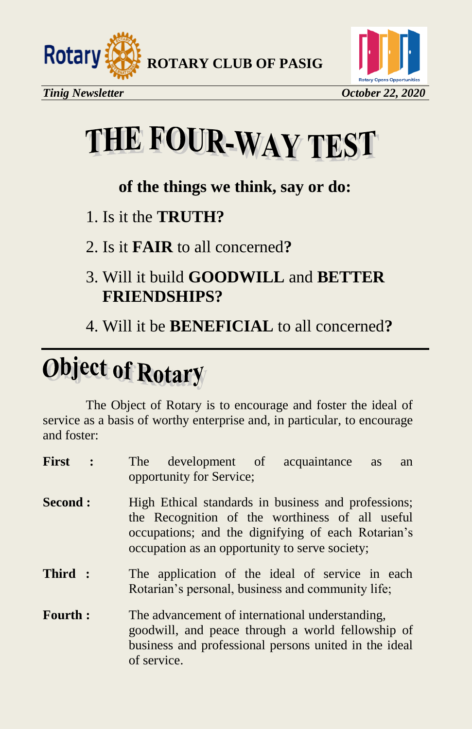# THE FOUR-WAY TEST

**of the things we think, say or do:**

1. Is it the **TRUTH?**
2. Is it **FAIR** to all concerned**?**
3. Will it build **GOODWILL** and **BETTER FRIENDSHIPS?**
4. Will it be **BENEFICIAL** to all concerned**?**

# Object of Rotary

The Object of Rotary is to encourage and foster the ideal of service as a basis of worthy enterprise and, in particular, to encourage and foster:

**First :** The development of acquaintance as an opportunity for Service;

**Second :** High Ethical standards in business and professions; the Recognition of the worthiness of all useful occupations; and the dignifying of each Rotarian's occupation as an opportunity to serve society;

**Third :** The application of the ideal of service in each Rotarian's personal, business and community life;

**Fourth :** The advancement of international understanding, goodwill, and peace through a world fellowship of business and professional persons united in the ideal of service.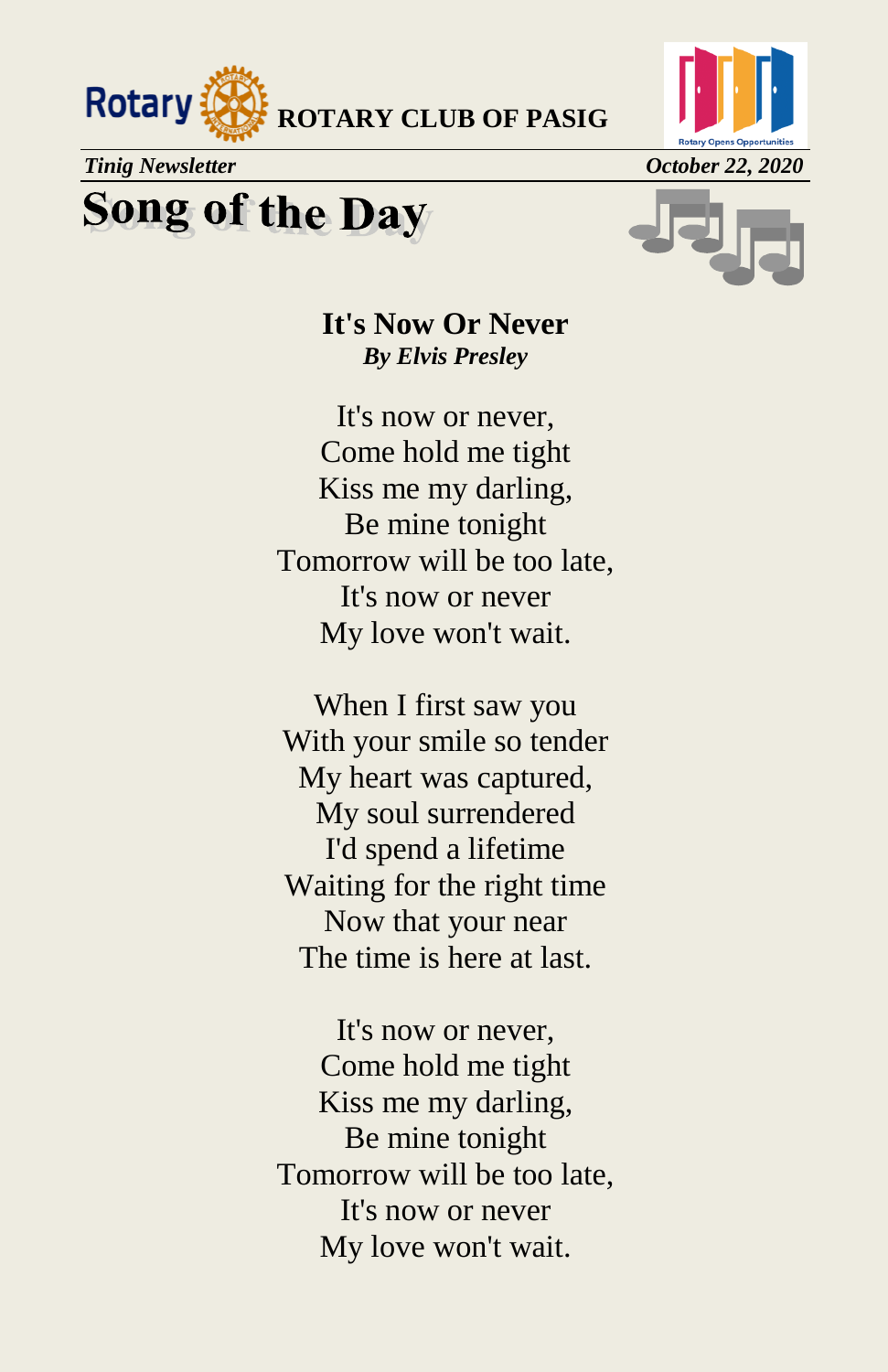# Song of the Day

**It's Now Or Never**
***By Elvis Presley***

It's now or never,
Come hold me tight
Kiss me my darling,
Be mine tonight
Tomorrow will be too late,
It's now or never
My love won't wait.

When I first saw you
With your smile so tender
My heart was captured,
My soul surrendered
I'd spend a lifetime
Waiting for the right time
Now that your near
The time is here at last.

It's now or never,
Come hold me tight
Kiss me my darling,
Be mine tonight
Tomorrow will be too late,
It's now or never
My love won't wait.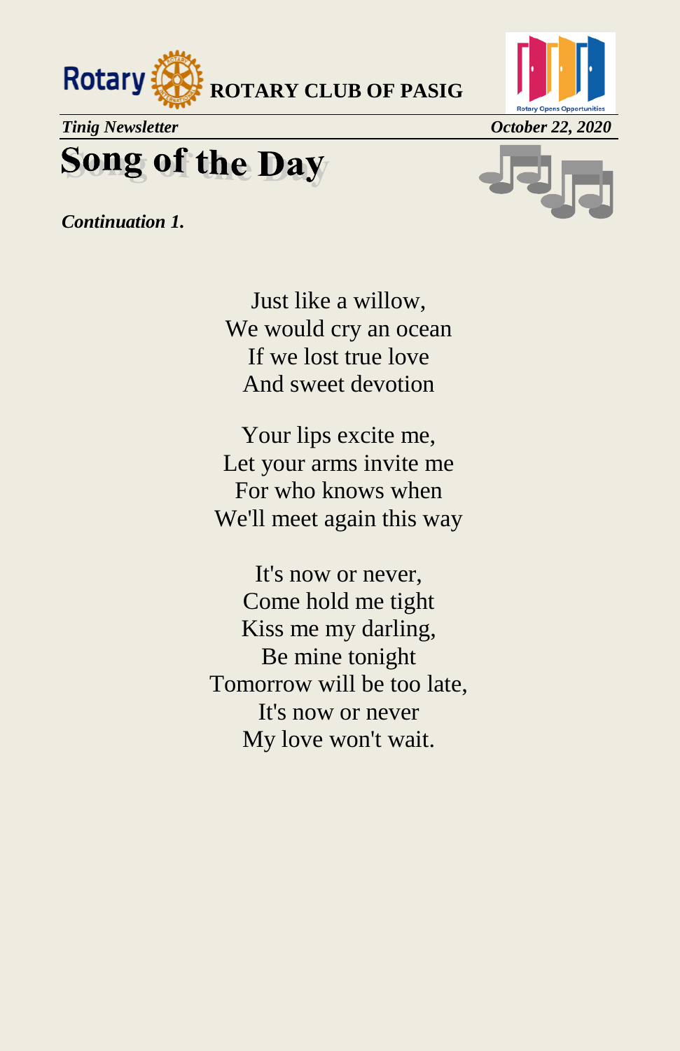# Song of the Day

***Continuation 1.***

Just like a willow,  
We would cry an ocean  
If we lost true love  
And sweet devotion

Your lips excite me,  
Let your arms invite me  
For who knows when  
We'll meet again this way

It's now or never,  
Come hold me tight  
Kiss me my darling,  
Be mine tonight  
Tomorrow will be too late,  
It's now or never  
My love won't wait.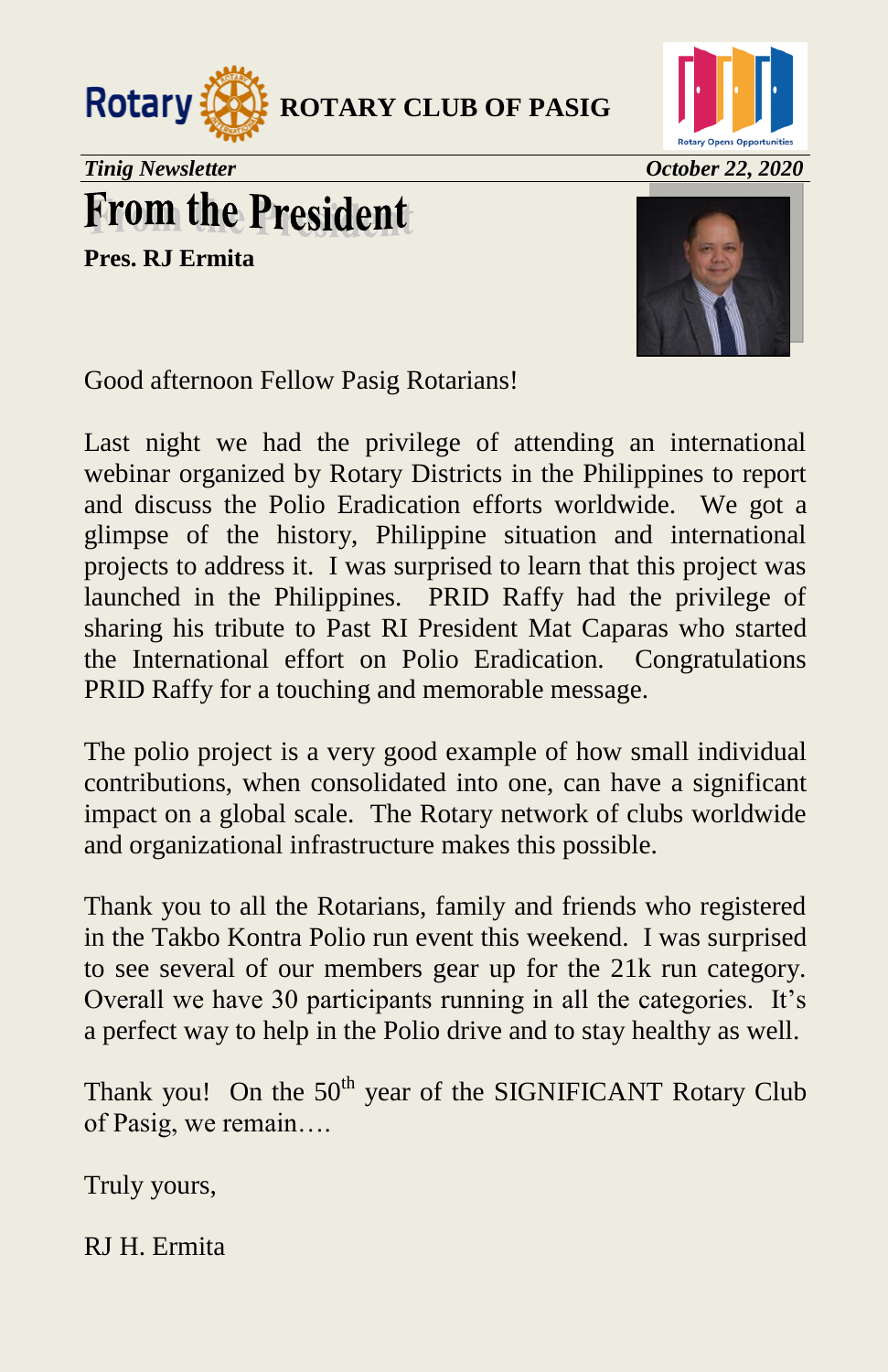# From the President

**Pres. RJ Ermita**

Good afternoon Fellow Pasig Rotarians!

Last night we had the privilege of attending an international webinar organized by Rotary Districts in the Philippines to report and discuss the Polio Eradication efforts worldwide. We got a glimpse of the history, Philippine situation and international projects to address it. I was surprised to learn that this project was launched in the Philippines. PRID Raffy had the privilege of sharing his tribute to Past RI President Mat Caparas who started the International effort on Polio Eradication. Congratulations PRID Raffy for a touching and memorable message.

The polio project is a very good example of how small individual contributions, when consolidated into one, can have a significant impact on a global scale. The Rotary network of clubs worldwide and organizational infrastructure makes this possible.

Thank you to all the Rotarians, family and friends who registered in the Takbo Kontra Polio run event this weekend. I was surprised to see several of our members gear up for the 21k run category. Overall we have 30 participants running in all the categories. It's a perfect way to help in the Polio drive and to stay healthy as well.

Thank you! On the 50th year of the SIGNIFICANT Rotary Club of Pasig, we remain….

Truly yours,

RJ H. Ermita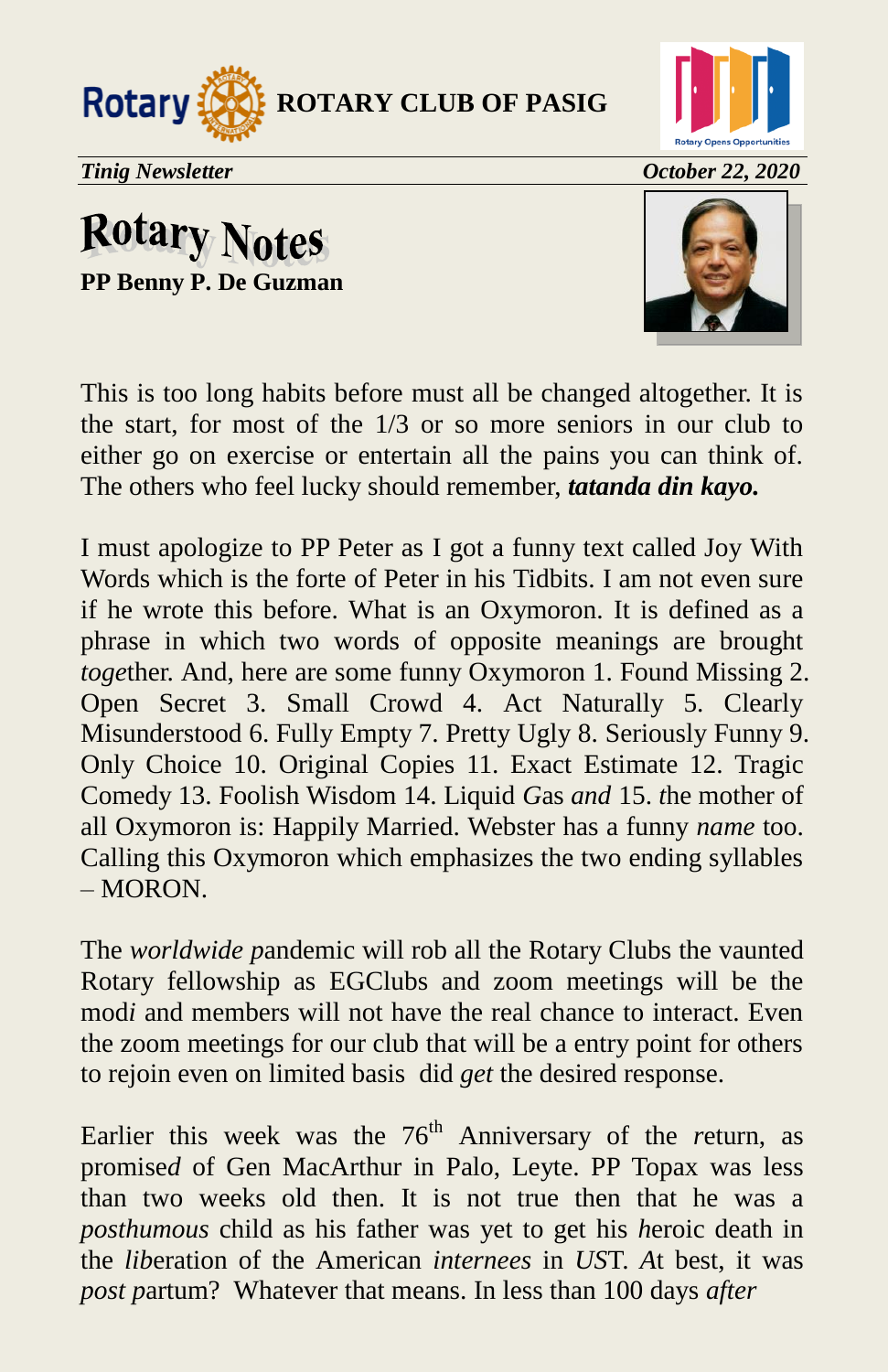# Rotary Notes

**PP Benny P. De Guzman**

This is too long habits before must all be changed altogether. It is the start, for most of the 1/3 or so more seniors in our club to either go on exercise or entertain all the pains you can think of. The others who feel lucky should remember, ***tatanda din kayo.***

I must apologize to PP Peter as I got a funny text called Joy With Words which is the forte of Peter in his Tidbits. I am not even sure if he wrote this before. What is an Oxymoron. It is defined as a phrase in which two words of opposite meanings are brought *toge*ther. And, here are some funny Oxymoron 1. Found Missing 2. Open Secret 3. Small Crowd 4. Act Naturally 5. Clearly Misunderstood 6. Fully Empty 7. Pretty Ugly 8. Seriously Funny 9. Only Choice 10. Original Copies 11. Exact Estimate 12. Tragic Comedy 13. Foolish Wisdom 14. Liquid *G*as *and* 15. *t*he mother of all Oxymoron is: Happily Married. Webster has a funny *name* too. Calling this Oxymoron which emphasizes the two ending syllables – MORON.

The *worldwide p*andemic will rob all the Rotary Clubs the vaunted Rotary fellowship as EGClubs and zoom meetings will be the mod*i* and members will not have the real chance to interact. Even the zoom meetings for our club that will be a entry point for others to rejoin even on limited basis did *get* the desired response.

Earlier this week was the 76th Anniversary of the *r*eturn, as promise*d* of Gen MacArthur in Palo, Leyte. PP Topax was less than two weeks old then. It is not true then that he was a *posthumous* child as his father was yet to get his *h*eroic death in the *lib*eration of the American *internees* in *US*T. *A*t best, it was *post p*artum? Whatever that means. In less than 100 days *after*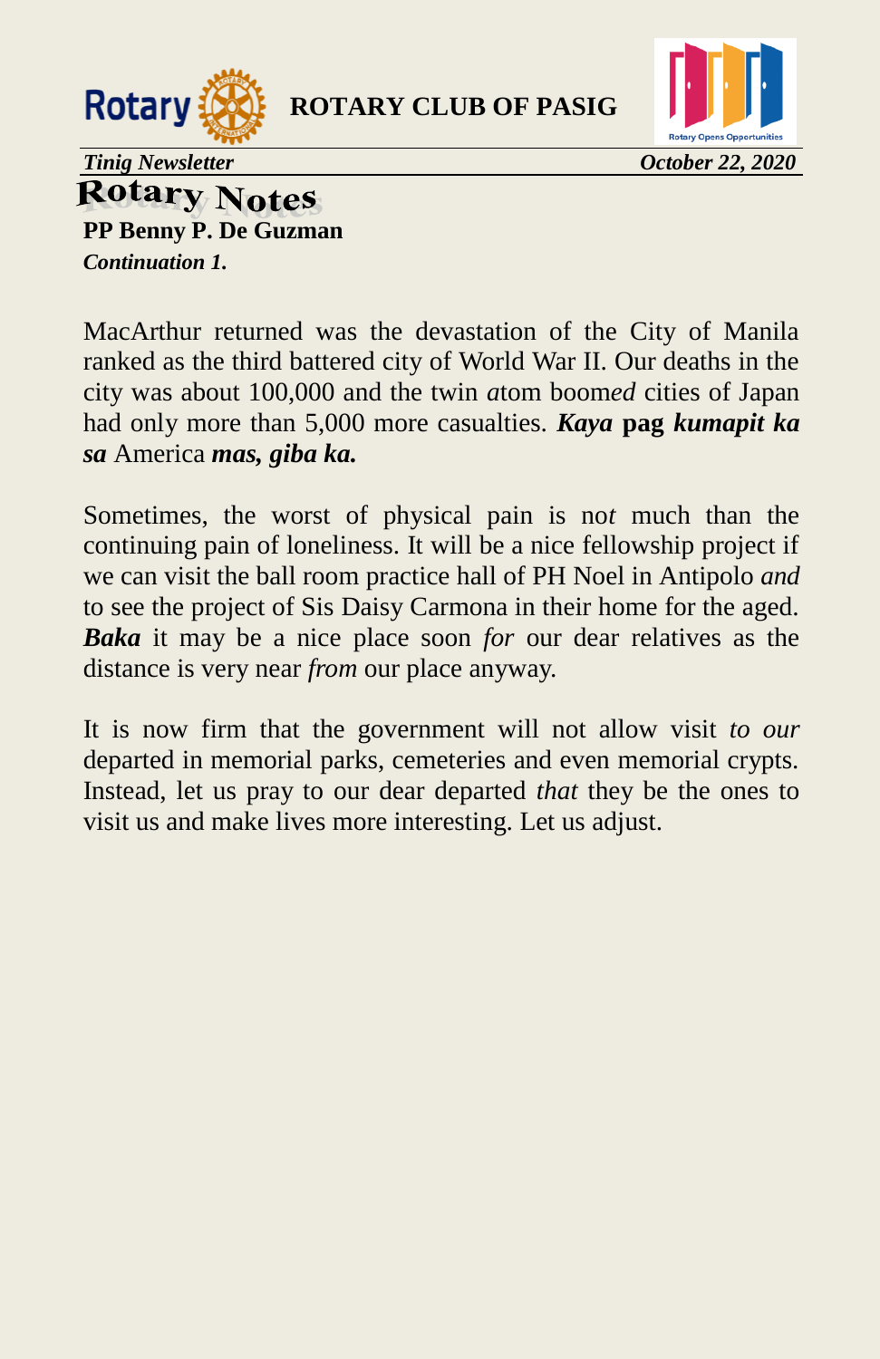## Rotary Notes

**PP Benny P. De Guzman**

***Continuation 1.***

MacArthur returned was the devastation of the City of Manila ranked as the third battered city of World War II. Our deaths in the city was about 100,000 and the twin *a*tom boom*ed* cities of Japan had only more than 5,000 more casualties. ***Kaya*** **pag** ***kumapit ka sa*** America ***mas, giba ka.***

Sometimes, the worst of physical pain is no*t* much than the continuing pain of loneliness. It will be a nice fellowship project if we can visit the ball room practice hall of PH Noel in Antipolo *and* to see the project of Sis Daisy Carmona in their home for the aged. ***Baka*** it may be a nice place soon *for* our dear relatives as the distance is very near *from* our place anyway.

It is now firm that the government will not allow visit *to our* departed in memorial parks, cemeteries and even memorial crypts. Instead, let us pray to our dear departed *that* they be the ones to visit us and make lives more interesting. Let us adjust.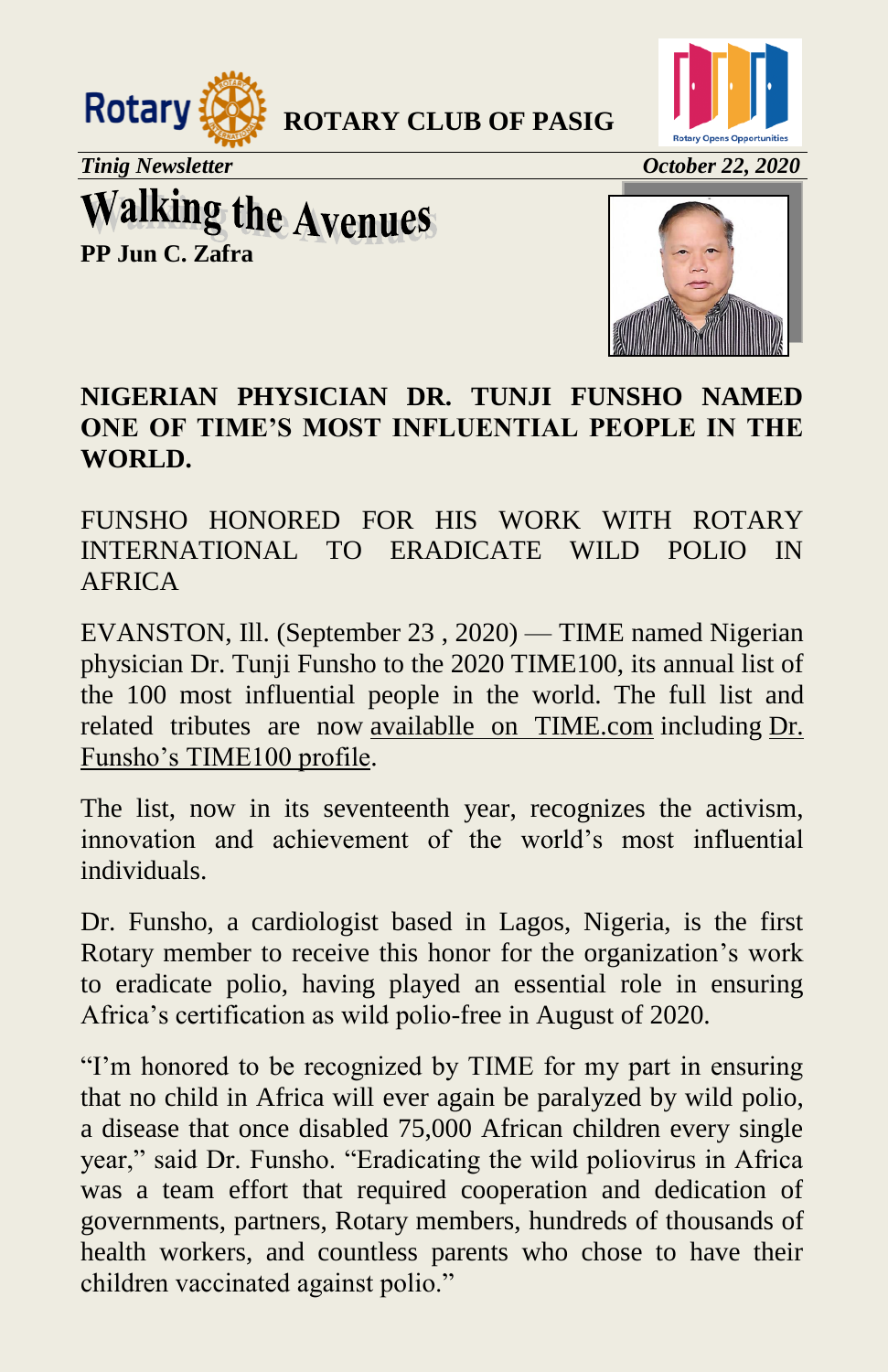ROTARY CLUB OF PASIG

*Tinig Newsletter* *October 22, 2020*

# Walking the Avenues

**PP Jun C. Zafra**

## NIGERIAN PHYSICIAN DR. TUNJI FUNSHO NAMED ONE OF TIME'S MOST INFLUENTIAL PEOPLE IN THE WORLD.

FUNSHO HONORED FOR HIS WORK WITH ROTARY INTERNATIONAL TO ERADICATE WILD POLIO IN AFRICA

EVANSTON, Ill. (September 23 , 2020) — TIME named Nigerian physician Dr. Tunji Funsho to the 2020 TIME100, its annual list of the 100 most influential people in the world. The full list and related tributes are now availablle on TIME.com including Dr. Funsho's TIME100 profile.

The list, now in its seventeenth year, recognizes the activism, innovation and achievement of the world's most influential individuals.

Dr. Funsho, a cardiologist based in Lagos, Nigeria, is the first Rotary member to receive this honor for the organization's work to eradicate polio, having played an essential role in ensuring Africa's certification as wild polio-free in August of 2020.

"I'm honored to be recognized by TIME for my part in ensuring that no child in Africa will ever again be paralyzed by wild polio, a disease that once disabled 75,000 African children every single year," said Dr. Funsho. "Eradicating the wild poliovirus in Africa was a team effort that required cooperation and dedication of governments, partners, Rotary members, hundreds of thousands of health workers, and countless parents who chose to have their children vaccinated against polio."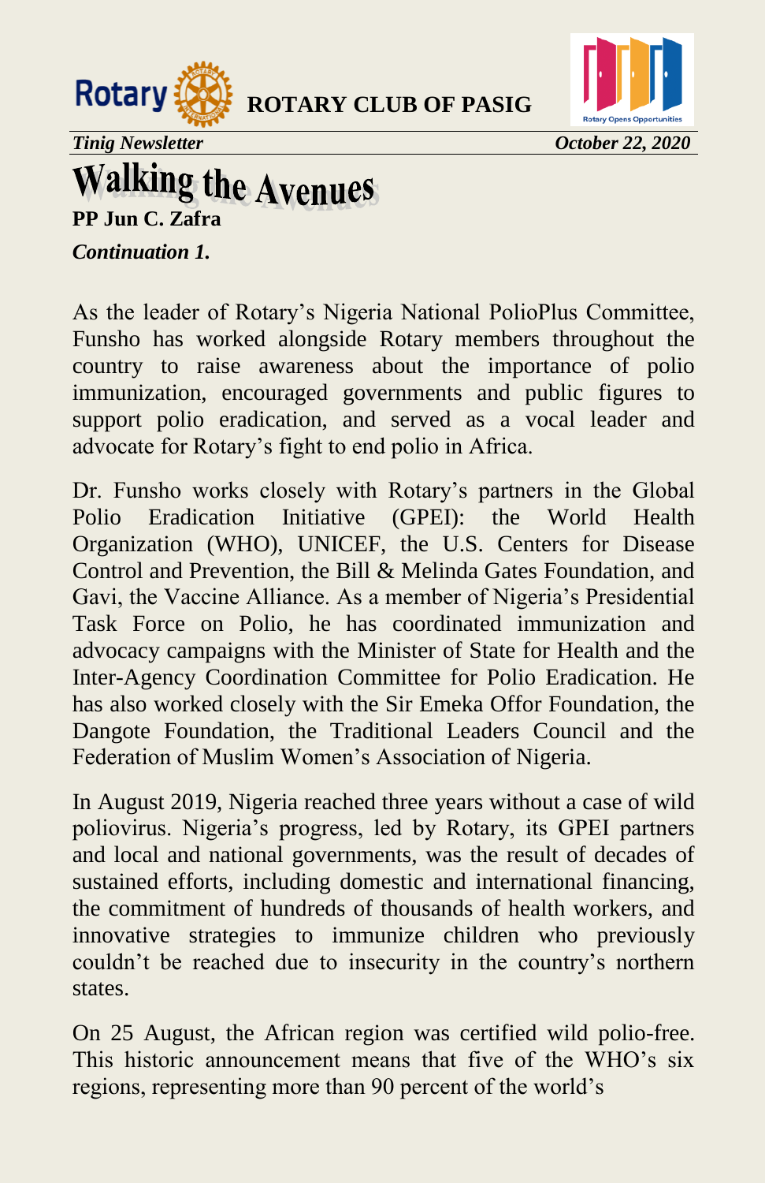# Walking the Avenues

**PP Jun C. Zafra**

***Continuation 1.***

As the leader of Rotary's Nigeria National PolioPlus Committee, Funsho has worked alongside Rotary members throughout the country to raise awareness about the importance of polio immunization, encouraged governments and public figures to support polio eradication, and served as a vocal leader and advocate for Rotary's fight to end polio in Africa.

Dr. Funsho works closely with Rotary's partners in the Global Polio Eradication Initiative (GPEI): the World Health Organization (WHO), UNICEF, the U.S. Centers for Disease Control and Prevention, the Bill & Melinda Gates Foundation, and Gavi, the Vaccine Alliance. As a member of Nigeria's Presidential Task Force on Polio, he has coordinated immunization and advocacy campaigns with the Minister of State for Health and the Inter-Agency Coordination Committee for Polio Eradication. He has also worked closely with the Sir Emeka Offor Foundation, the Dangote Foundation, the Traditional Leaders Council and the Federation of Muslim Women's Association of Nigeria.

In August 2019, Nigeria reached three years without a case of wild poliovirus. Nigeria's progress, led by Rotary, its GPEI partners and local and national governments, was the result of decades of sustained efforts, including domestic and international financing, the commitment of hundreds of thousands of health workers, and innovative strategies to immunize children who previously couldn't be reached due to insecurity in the country's northern states.

On 25 August, the African region was certified wild polio-free. This historic announcement means that five of the WHO's six regions, representing more than 90 percent of the world's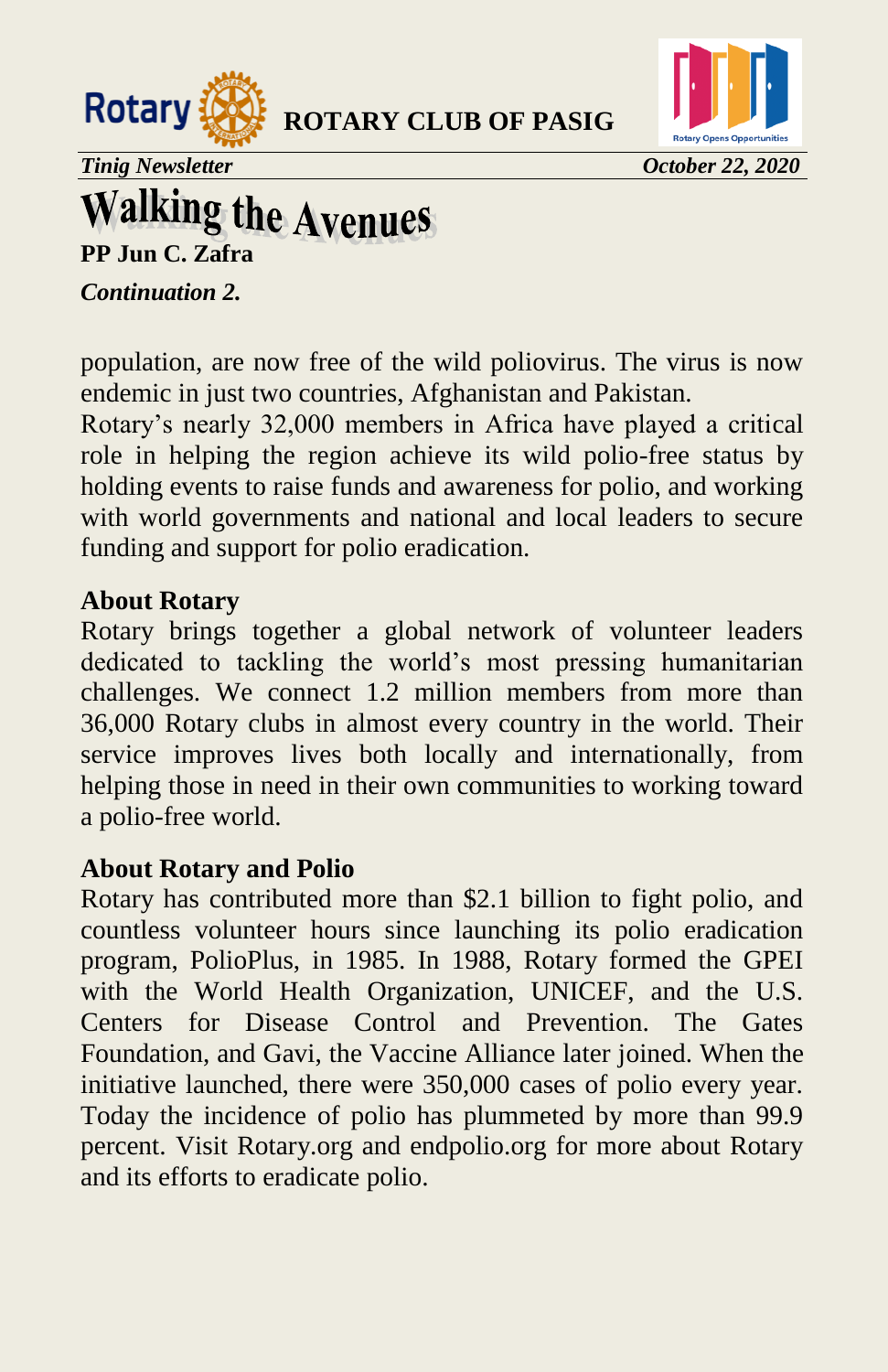# Walking the Avenues

**PP Jun C. Zafra**

***Continuation 2.***

population, are now free of the wild poliovirus. The virus is now endemic in just two countries, Afghanistan and Pakistan.

Rotary's nearly 32,000 members in Africa have played a critical role in helping the region achieve its wild polio-free status by holding events to raise funds and awareness for polio, and working with world governments and national and local leaders to secure funding and support for polio eradication.

**About Rotary**

Rotary brings together a global network of volunteer leaders dedicated to tackling the world's most pressing humanitarian challenges. We connect 1.2 million members from more than 36,000 Rotary clubs in almost every country in the world. Their service improves lives both locally and internationally, from helping those in need in their own communities to working toward a polio-free world.

**About Rotary and Polio**

Rotary has contributed more than $2.1 billion to fight polio, and countless volunteer hours since launching its polio eradication program, PolioPlus, in 1985. In 1988, Rotary formed the GPEI with the World Health Organization, UNICEF, and the U.S. Centers for Disease Control and Prevention. The Gates Foundation, and Gavi, the Vaccine Alliance later joined. When the initiative launched, there were 350,000 cases of polio every year. Today the incidence of polio has plummeted by more than 99.9 percent. Visit Rotary.org and endpolio.org for more about Rotary and its efforts to eradicate polio.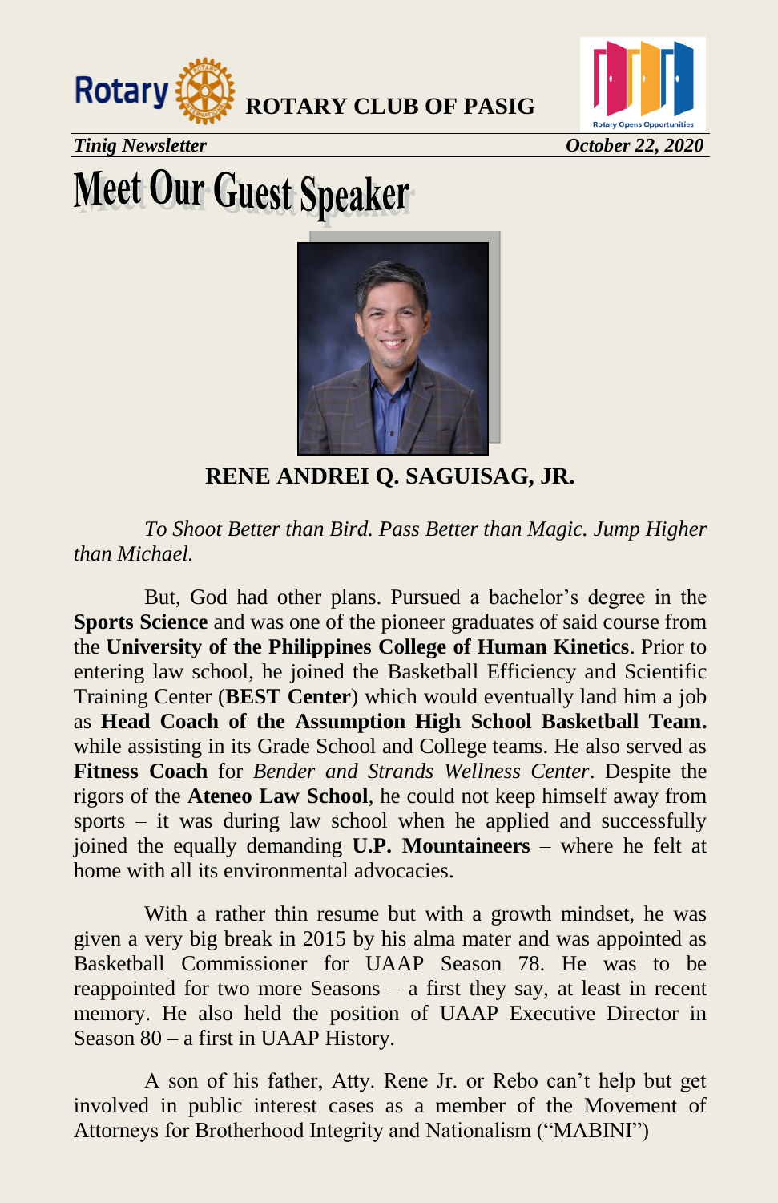# Meet Our Guest Speaker

**RENE ANDREI Q. SAGUISAG, JR.**

*To Shoot Better than Bird. Pass Better than Magic. Jump Higher than Michael.*

But, God had other plans. Pursued a bachelor's degree in the **Sports Science** and was one of the pioneer graduates of said course from the **University of the Philippines College of Human Kinetics**. Prior to entering law school, he joined the Basketball Efficiency and Scientific Training Center (**BEST Center**) which would eventually land him a job as **Head Coach of the Assumption High School Basketball Team.** while assisting in its Grade School and College teams. He also served as **Fitness Coach** for *Bender and Strands Wellness Center*. Despite the rigors of the **Ateneo Law School**, he could not keep himself away from sports – it was during law school when he applied and successfully joined the equally demanding **U.P. Mountaineers** – where he felt at home with all its environmental advocacies.

With a rather thin resume but with a growth mindset, he was given a very big break in 2015 by his alma mater and was appointed as Basketball Commissioner for UAAP Season 78. He was to be reappointed for two more Seasons – a first they say, at least in recent memory. He also held the position of UAAP Executive Director in Season 80 – a first in UAAP History.

A son of his father, Atty. Rene Jr. or Rebo can't help but get involved in public interest cases as a member of the Movement of Attorneys for Brotherhood Integrity and Nationalism ("MABINI")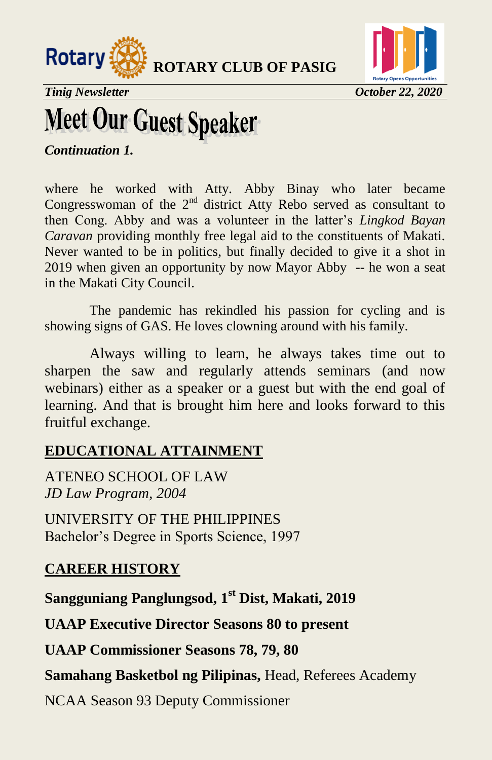# Meet Our Guest Speaker

***Continuation 1.***

where he worked with Atty. Abby Binay who later became Congresswoman of the 2nd district Atty Rebo served as consultant to then Cong. Abby and was a volunteer in the latter's *Lingkod Bayan Caravan* providing monthly free legal aid to the constituents of Makati. Never wanted to be in politics, but finally decided to give it a shot in 2019 when given an opportunity by now Mayor Abby -- he won a seat in the Makati City Council.

The pandemic has rekindled his passion for cycling and is showing signs of GAS. He loves clowning around with his family.

Always willing to learn, he always takes time out to sharpen the saw and regularly attends seminars (and now webinars) either as a speaker or a guest but with the end goal of learning. And that is brought him here and looks forward to this fruitful exchange.

## EDUCATIONAL ATTAINMENT

ATENEO SCHOOL OF LAW
*JD Law Program, 2004*

UNIVERSITY OF THE PHILIPPINES
Bachelor's Degree in Sports Science, 1997

## CAREER HISTORY

**Sangguniang Panglungsod, 1st Dist, Makati, 2019**

**UAAP Executive Director Seasons 80 to present**

**UAAP Commissioner Seasons 78, 79, 80**

**Samahang Basketbol ng Pilipinas,** Head, Referees Academy

NCAA Season 93 Deputy Commissioner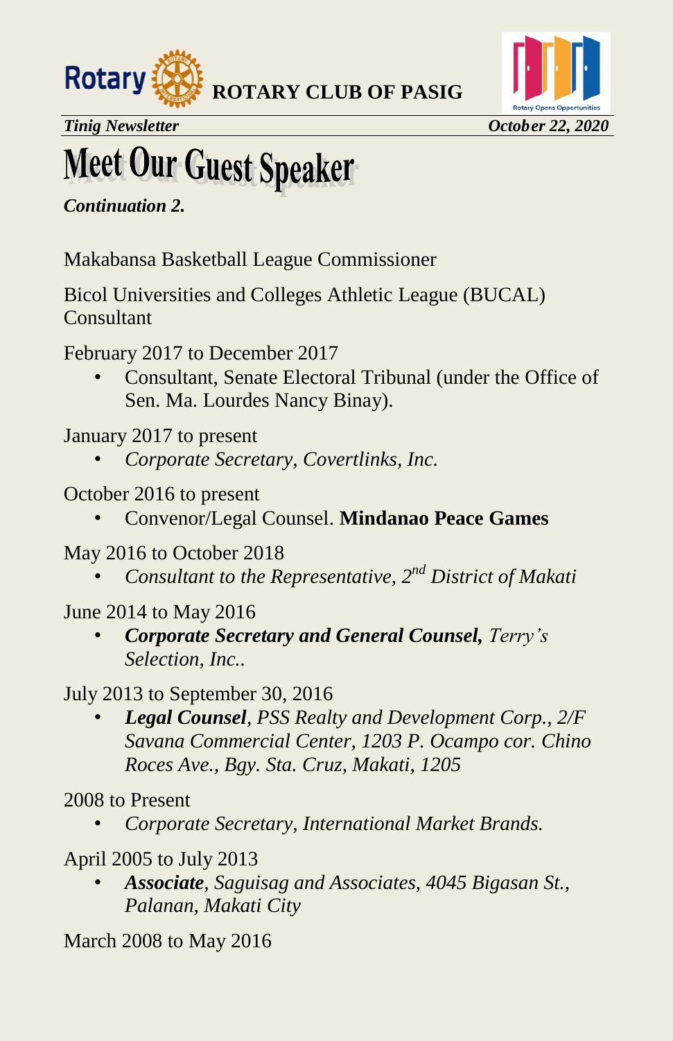# Meet Our Guest Speaker

***Continuation 2.***

Makabansa Basketball League Commissioner

Bicol Universities and Colleges Athletic League (BUCAL) Consultant

February 2017 to December 2017

- Consultant, Senate Electoral Tribunal (under the Office of Sen. Ma. Lourdes Nancy Binay).

January 2017 to present

- *Corporate Secretary, Covertlinks, Inc.*

October 2016 to present

- Convenor/Legal Counsel. **Mindanao Peace Games**

May 2016 to October 2018

- *Consultant to the Representative, 2nd District of Makati*

June 2014 to May 2016

- ***Corporate Secretary and General Counsel,*** *Terry's Selection, Inc..*

July 2013 to September 30, 2016

- ***Legal Counsel****, PSS Realty and Development Corp., 2/F Savana Commercial Center, 1203 P. Ocampo cor. Chino Roces Ave., Bgy. Sta. Cruz, Makati, 1205*

2008 to Present

- *Corporate Secretary, International Market Brands.*

April 2005 to July 2013

- ***Associate****, Saguisag and Associates, 4045 Bigasan St., Palanan, Makati City*

March 2008 to May 2016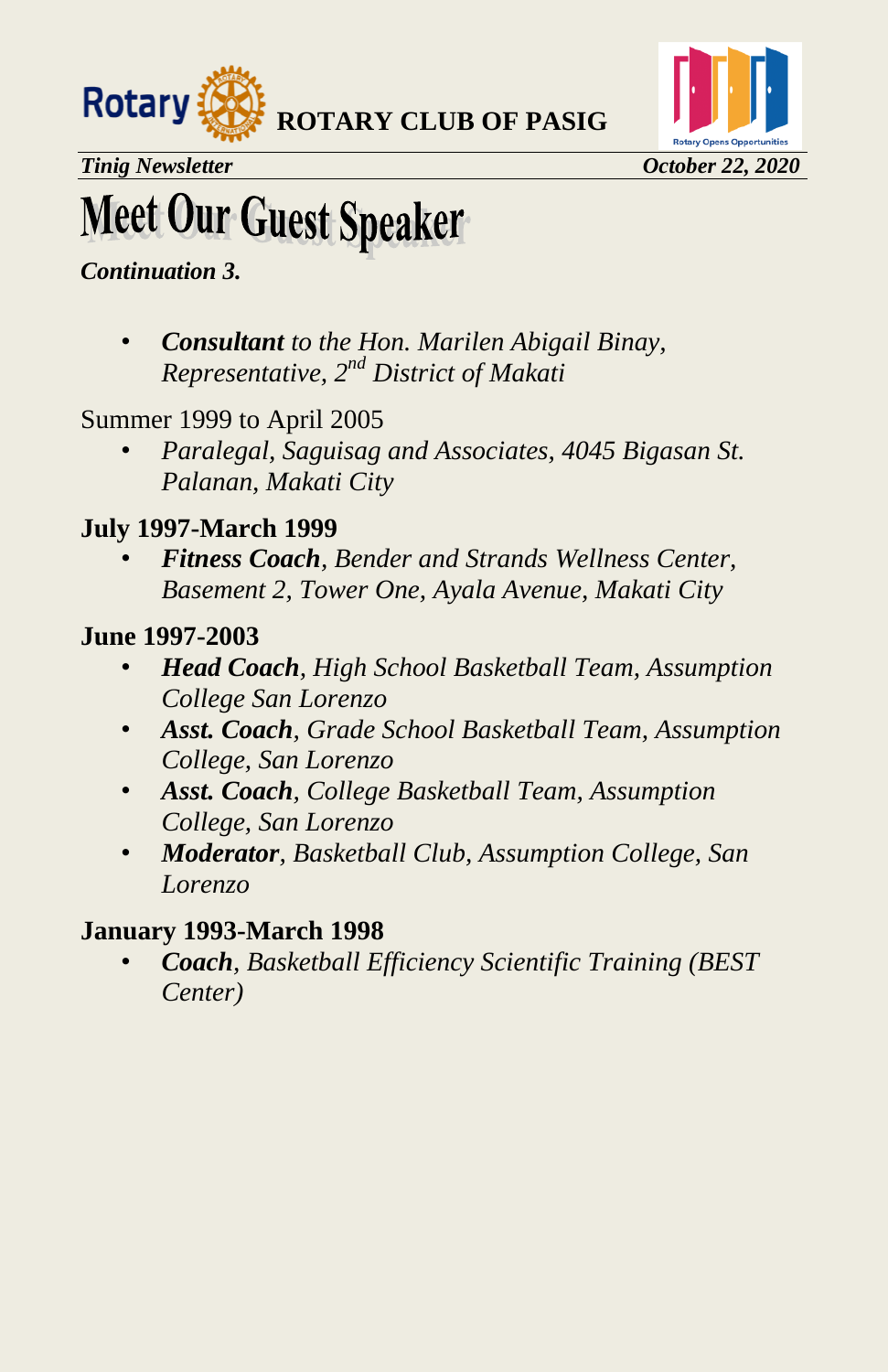# Meet Our Guest Speaker

***Continuation 3.***

- ***Consultant** to the Hon. Marilen Abigail Binay, Representative, 2nd District of Makati*

Summer 1999 to April 2005

- *Paralegal, Saguisag and Associates, 4045 Bigasan St. Palanan, Makati City*

**July 1997-March 1999**

- ***Fitness Coach**, Bender and Strands Wellness Center, Basement 2, Tower One, Ayala Avenue, Makati City*

**June 1997-2003**

- ***Head Coach**, High School Basketball Team, Assumption College San Lorenzo*
- ***Asst. Coach**, Grade School Basketball Team, Assumption College, San Lorenzo*
- ***Asst. Coach**, College Basketball Team, Assumption College, San Lorenzo*
- ***Moderator**, Basketball Club, Assumption College, San Lorenzo*

**January 1993-March 1998**

- ***Coach**, Basketball Efficiency Scientific Training (BEST Center)*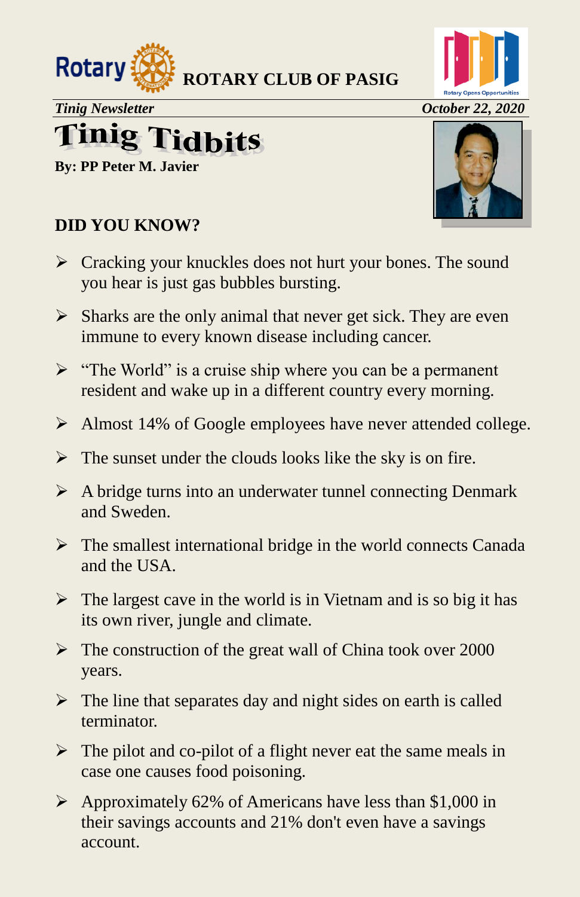**ROTARY CLUB OF PASIG**

*Tinig Newsletter* — *October 22, 2020*

# Tinig Tidbits

**By: PP Peter M. Javier**

## DID YOU KNOW?

- Cracking your knuckles does not hurt your bones. The sound you hear is just gas bubbles bursting.
- Sharks are the only animal that never get sick. They are even immune to every known disease including cancer.
- "The World" is a cruise ship where you can be a permanent resident and wake up in a different country every morning.
- Almost 14% of Google employees have never attended college.
- The sunset under the clouds looks like the sky is on fire.
- A bridge turns into an underwater tunnel connecting Denmark and Sweden.
- The smallest international bridge in the world connects Canada and the USA.
- The largest cave in the world is in Vietnam and is so big it has its own river, jungle and climate.
- The construction of the great wall of China took over 2000 years.
- The line that separates day and night sides on earth is called terminator.
- The pilot and co-pilot of a flight never eat the same meals in case one causes food poisoning.
- Approximately 62% of Americans have less than $1,000 in their savings accounts and 21% don't even have a savings account.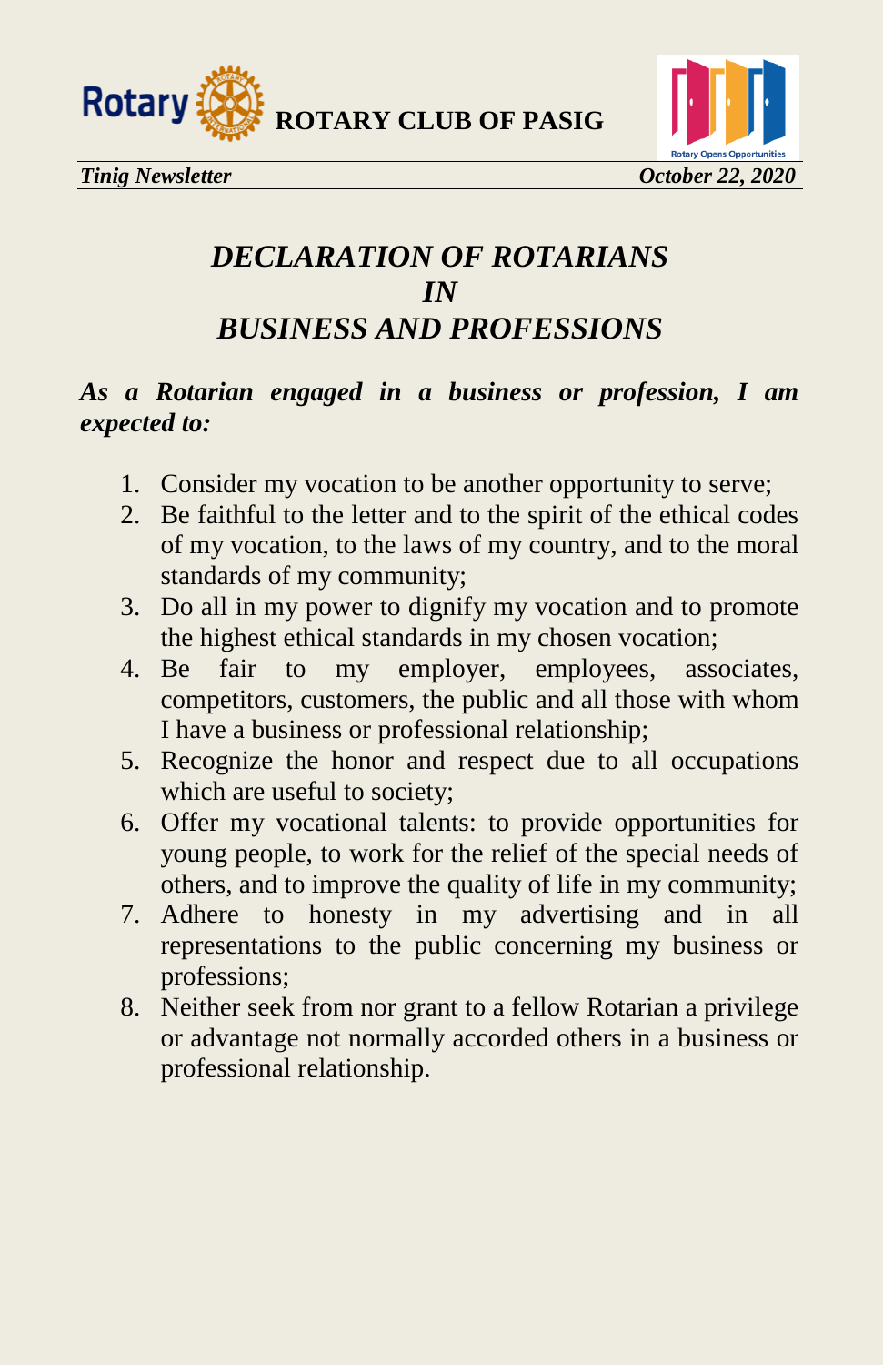# *DECLARATION OF ROTARIANS IN BUSINESS AND PROFESSIONS*

***As a Rotarian engaged in a business or profession, I am expected to:***

1. Consider my vocation to be another opportunity to serve;
2. Be faithful to the letter and to the spirit of the ethical codes of my vocation, to the laws of my country, and to the moral standards of my community;
3. Do all in my power to dignify my vocation and to promote the highest ethical standards in my chosen vocation;
4. Be fair to my employer, employees, associates, competitors, customers, the public and all those with whom I have a business or professional relationship;
5. Recognize the honor and respect due to all occupations which are useful to society;
6. Offer my vocational talents: to provide opportunities for young people, to work for the relief of the special needs of others, and to improve the quality of life in my community;
7. Adhere to honesty in my advertising and in all representations to the public concerning my business or professions;
8. Neither seek from nor grant to a fellow Rotarian a privilege or advantage not normally accorded others in a business or professional relationship.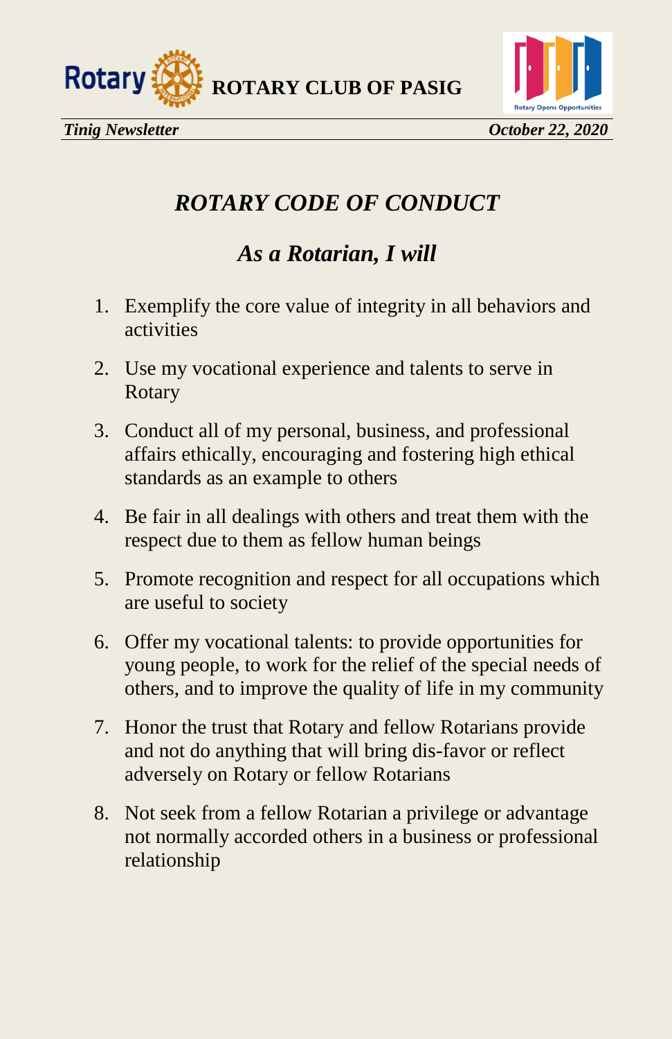# *ROTARY CODE OF CONDUCT*

## *As a Rotarian, I will*

1. Exemplify the core value of integrity in all behaviors and activities
2. Use my vocational experience and talents to serve in Rotary
3. Conduct all of my personal, business, and professional affairs ethically, encouraging and fostering high ethical standards as an example to others
4. Be fair in all dealings with others and treat them with the respect due to them as fellow human beings
5. Promote recognition and respect for all occupations which are useful to society
6. Offer my vocational talents: to provide opportunities for young people, to work for the relief of the special needs of others, and to improve the quality of life in my community
7. Honor the trust that Rotary and fellow Rotarians provide and not do anything that will bring dis-favor or reflect adversely on Rotary or fellow Rotarians
8. Not seek from a fellow Rotarian a privilege or advantage not normally accorded others in a business or professional relationship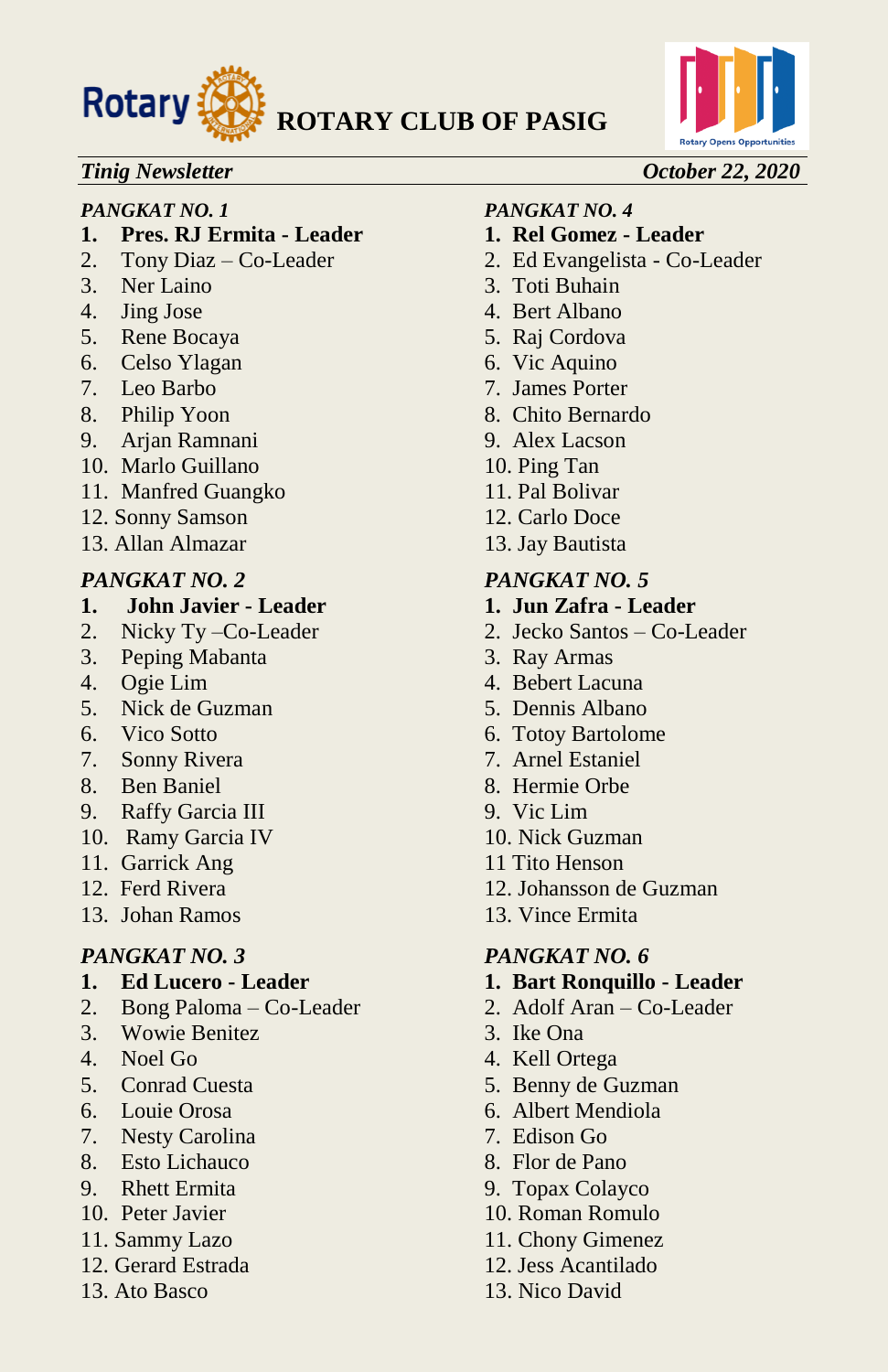# ROTARY CLUB OF PASIG

*Tinig Newsletter* *October 22, 2020*

*PANGKAT NO. 1*

1. **Pres. RJ Ermita - Leader**
2. Tony Diaz – Co-Leader
3. Ner Laino
4. Jing Jose
5. Rene Bocaya
6. Celso Ylagan
7. Leo Barbo
8. Philip Yoon
9. Arjan Ramnani
10. Marlo Guillano
11. Manfred Guangko
12. Sonny Samson
13. Allan Almazar

*PANGKAT NO. 2*

1. **John Javier - Leader**
2. Nicky Ty –Co-Leader
3. Peping Mabanta
4. Ogie Lim
5. Nick de Guzman
6. Vico Sotto
7. Sonny Rivera
8. Ben Baniel
9. Raffy Garcia III
10. Ramy Garcia IV
11. Garrick Ang
12. Ferd Rivera
13. Johan Ramos

*PANGKAT NO. 3*

1. **Ed Lucero - Leader**
2. Bong Paloma – Co-Leader
3. Wowie Benitez
4. Noel Go
5. Conrad Cuesta
6. Louie Orosa
7. Nesty Carolina
8. Esto Lichauco
9. Rhett Ermita
10. Peter Javier
11. Sammy Lazo
12. Gerard Estrada
13. Ato Basco

*PANGKAT NO. 4*

1. **Rel Gomez - Leader**
2. Ed Evangelista - Co-Leader
3. Toti Buhain
4. Bert Albano
5. Raj Cordova
6. Vic Aquino
7. James Porter
8. Chito Bernardo
9. Alex Lacson
10. Ping Tan
11. Pal Bolivar
12. Carlo Doce
13. Jay Bautista

*PANGKAT NO. 5*

1. **Jun Zafra - Leader**
2. Jecko Santos – Co-Leader
3. Ray Armas
4. Bebert Lacuna
5. Dennis Albano
6. Totoy Bartolome
7. Arnel Estaniel
8. Hermie Orbe
9. Vic Lim
10. Nick Guzman
11. Tito Henson
12. Johansson de Guzman
13. Vince Ermita

*PANGKAT NO. 6*

1. **Bart Ronquillo - Leader**
2. Adolf Aran – Co-Leader
3. Ike Ona
4. Kell Ortega
5. Benny de Guzman
6. Albert Mendiola
7. Edison Go
8. Flor de Pano
9. Topax Colayco
10. Roman Romulo
11. Chony Gimenez
12. Jess Acantilado
13. Nico David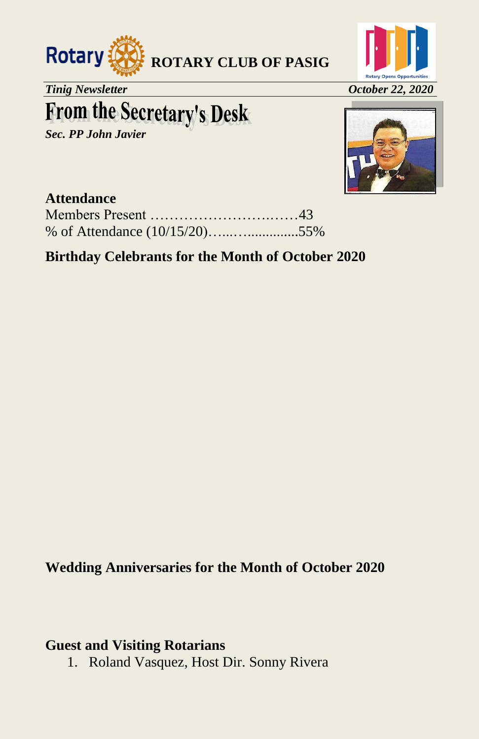**ROTARY CLUB OF PASIG**

*Tinig Newsletter* *October 22, 2020*

# From the Secretary's Desk

***Sec. PP John Javier***

**Attendance**

Members Present ……………………….……43

% of Attendance (10/15/20)…...….............55%

**Birthday Celebrants for the Month of October 2020**

**Wedding Anniversaries for the Month of October 2020**

**Guest and Visiting Rotarians**

1. Roland Vasquez, Host Dir. Sonny Rivera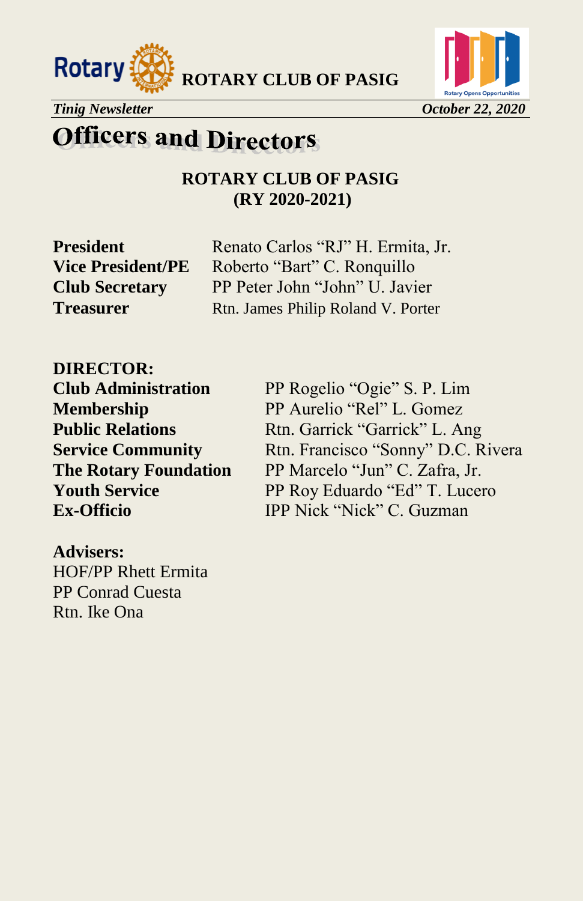# Officers and Directors

**ROTARY CLUB OF PASIG**
**(RY 2020-2021)**

| | |
|---|---|
| **President** | Renato Carlos "RJ" H. Ermita, Jr. |
| **Vice President/PE** | Roberto "Bart" C. Ronquillo |
| **Club Secretary** | PP Peter John "John" U. Javier |
| **Treasurer** | Rtn. James Philip Roland V. Porter |

**DIRECTOR:**

| | |
|---|---|
| **Club Administration** | PP Rogelio "Ogie" S. P. Lim |
| **Membership** | PP Aurelio "Rel" L. Gomez |
| **Public Relations** | Rtn. Garrick "Garrick" L. Ang |
| **Service Community** | Rtn. Francisco "Sonny" D.C. Rivera |
| **The Rotary Foundation** | PP Marcelo "Jun" C. Zafra, Jr. |
| **Youth Service** | PP Roy Eduardo "Ed" T. Lucero |
| **Ex-Officio** | IPP Nick "Nick" C. Guzman |

**Advisers:**

HOF/PP Rhett Ermita
PP Conrad Cuesta
Rtn. Ike Ona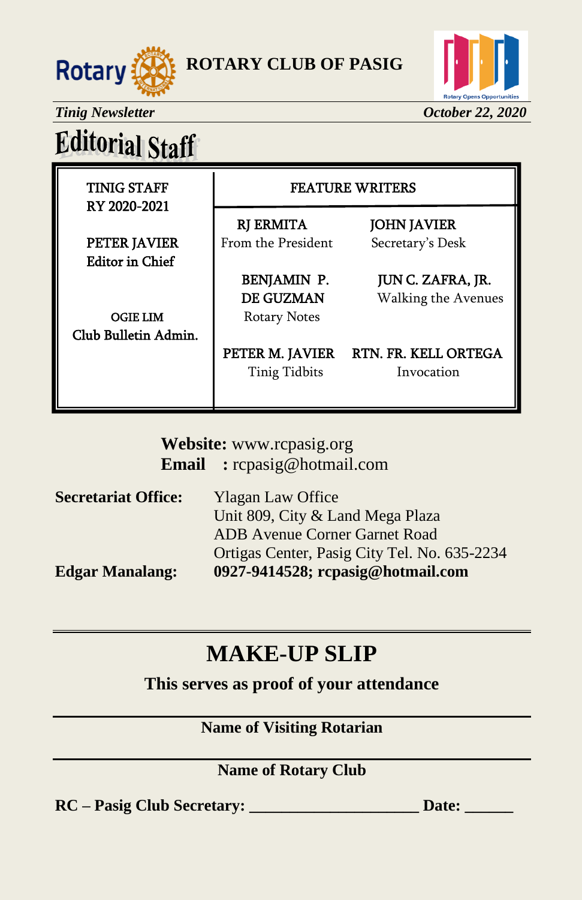**ROTARY CLUB OF PASIG**

*Tinig Newsletter* *October 22, 2020*

# Editorial Staff

| TINIG STAFF RY 2020-2021 | FEATURE WRITERS | |
|---|---|---|
| **PETER JAVIER** Editor in Chief | **RJ ERMITA** From the President | **JOHN JAVIER** Secretary's Desk |
| **OGIE LIM** Club Bulletin Admin. | **BENJAMIN P. DE GUZMAN** Rotary Notes | **JUN C. ZAFRA, JR.** Walking the Avenues |
| | **PETER M. JAVIER** Tinig Tidbits | **RTN. FR. KELL ORTEGA** Invocation |

**Website:** www.rcpasig.org
**Email :** rcpasig@hotmail.com

**Secretariat Office:** Ylagan Law Office
Unit 809, City & Land Mega Plaza
ADB Avenue Corner Garnet Road
Ortigas Center, Pasig City Tel. No. 635-2234

**Edgar Manalang:** **0927-9414528; rcpasig@hotmail.com**

---

## MAKE-UP SLIP

**This serves as proof of your attendance**

---

**Name of Visiting Rotarian**

---

**Name of Rotary Club**

**RC – Pasig Club Secretary: ____________________ Date: ______**